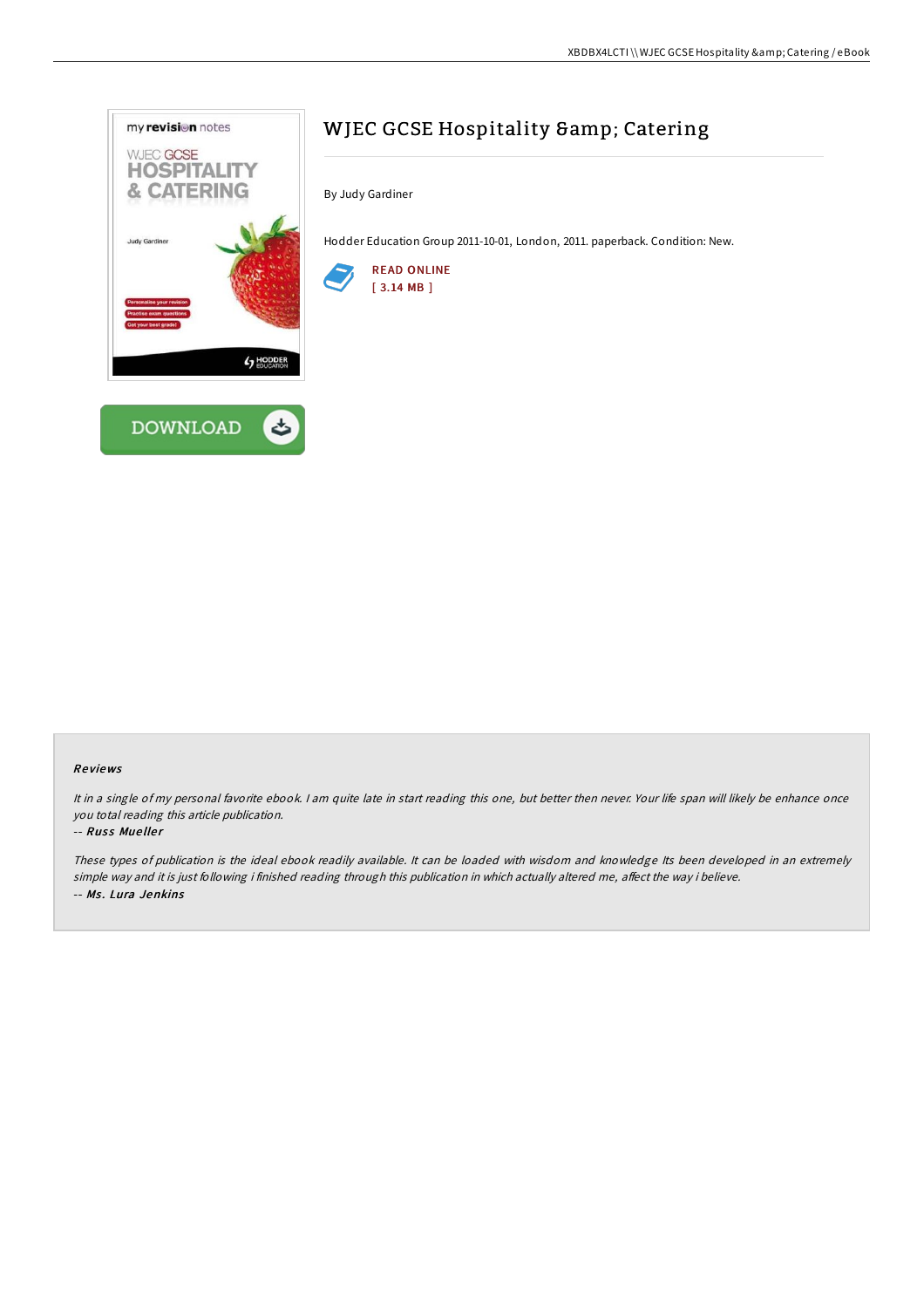# WJEC GCSE Hospitality &amp; Catering

By Judy Gardiner

Hodder Education Group 2011-10-01, London, 2011. paperback. Condition: New.

READ ONLINE
[ 3.14 MB ]

DOWNLOAD

### Reviews

*It in a single of my personal favorite ebook. I am quite late in start reading this one, but better then never. Your life span will likely be enhance once you total reading this article publication.*

-- *Russ Mueller*

*These types of publication is the ideal ebook readily available. It can be loaded with wisdom and knowledge Its been developed in an extremely simple way and it is just following i finished reading through this publication in which actually altered me, affect the way i believe.*

-- *Ms. Lura Jenkins*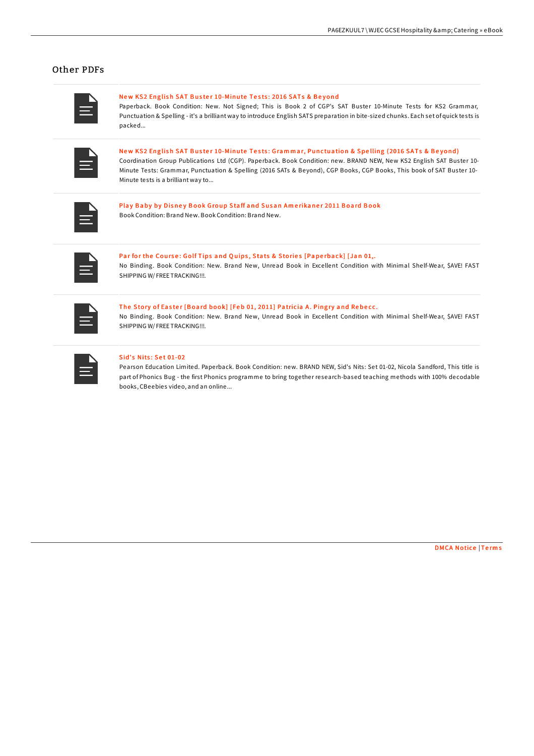## Other PDFs

**New KS2 English SAT Buster 10-Minute Tests: 2016 SATs & Beyond**

Paperback. Book Condition: New. Not Signed; This is Book 2 of CGP's SAT Buster 10-Minute Tests for KS2 Grammar, Punctuation & Spelling - it's a brilliant way to introduce English SATS preparation in bite-sized chunks. Each set of quick tests is packed...

**New KS2 English SAT Buster 10-Minute Tests: Grammar, Punctuation & Spelling (2016 SATs & Beyond)**

Coordination Group Publications Ltd (CGP). Paperback. Book Condition: new. BRAND NEW, New KS2 English SAT Buster 10-Minute Tests: Grammar, Punctuation & Spelling (2016 SATs & Beyond), CGP Books, CGP Books, This book of SAT Buster 10-Minute tests is a brilliant way to...

**Play Baby by Disney Book Group Staff and Susan Amerikaner 2011 Board Book**

Book Condition: Brand New. Book Condition: Brand New.

**Par for the Course: Golf Tips and Quips, Stats & Stories [Paperback] [Jan 01,.**

No Binding. Book Condition: New. Brand New, Unread Book in Excellent Condition with Minimal Shelf-Wear, $AVE! FAST SHIPPING W/ FREE TRACKING!!!.

**The Story of Easter [Board book] [Feb 01, 2011] Patricia A. Pingry and Rebecc.**

No Binding. Book Condition: New. Brand New, Unread Book in Excellent Condition with Minimal Shelf-Wear, $AVE! FAST SHIPPING W/ FREE TRACKING!!!.

**Sid's Nits: Set 01-02**

Pearson Education Limited. Paperback. Book Condition: new. BRAND NEW, Sid's Nits: Set 01-02, Nicola Sandford, This title is part of Phonics Bug - the first Phonics programme to bring together research-based teaching methods with 100% decodable books, CBeebies video, and an online...